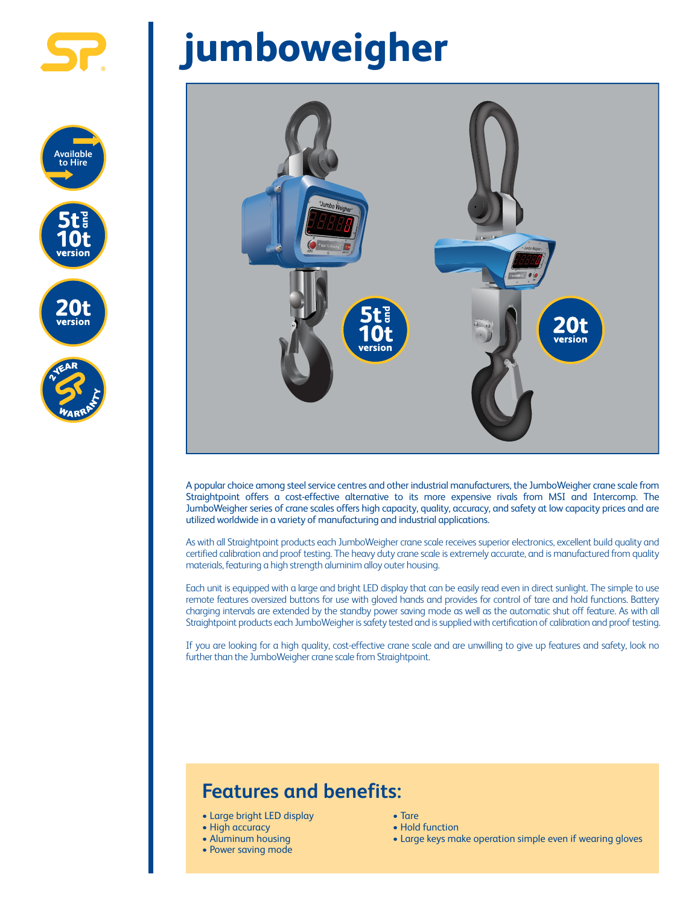# jumboweigher

Available to Hire

5t and 10t version

20t version

2 YEAR WARRANTY

A popular choice among steel service centres and other industrial manufacturers, the JumboWeigher crane scale from Straightpoint offers a cost-effective alternative to its more expensive rivals from MSI and Intercomp. The JumboWeigher series of crane scales offers high capacity, quality, accuracy, and safety at low capacity prices and are utilized worldwide in a variety of manufacturing and industrial applications.

As with all Straightpoint products each JumboWeigher crane scale receives superior electronics, excellent build quality and certified calibration and proof testing. The heavy duty crane scale is extremely accurate, and is manufactured from quality materials, featuring a high strength aluminim alloy outer housing.

Each unit is equipped with a large and bright LED display that can be easily read even in direct sunlight. The simple to use remote features oversized buttons for use with gloved hands and provides for control of tare and hold functions. Battery charging intervals are extended by the standby power saving mode as well as the automatic shut off feature. As with all Straightpoint products each JumboWeigher is safety tested and is supplied with certification of calibration and proof testing.

If you are looking for a high quality, cost-effective crane scale and are unwilling to give up features and safety, look no further than the JumboWeigher crane scale from Straightpoint.

## Features and benefits:

- Large bright LED display
- High accuracy
- Aluminum housing
- Power saving mode
- Tare
- Hold function
- Large keys make operation simple even if wearing gloves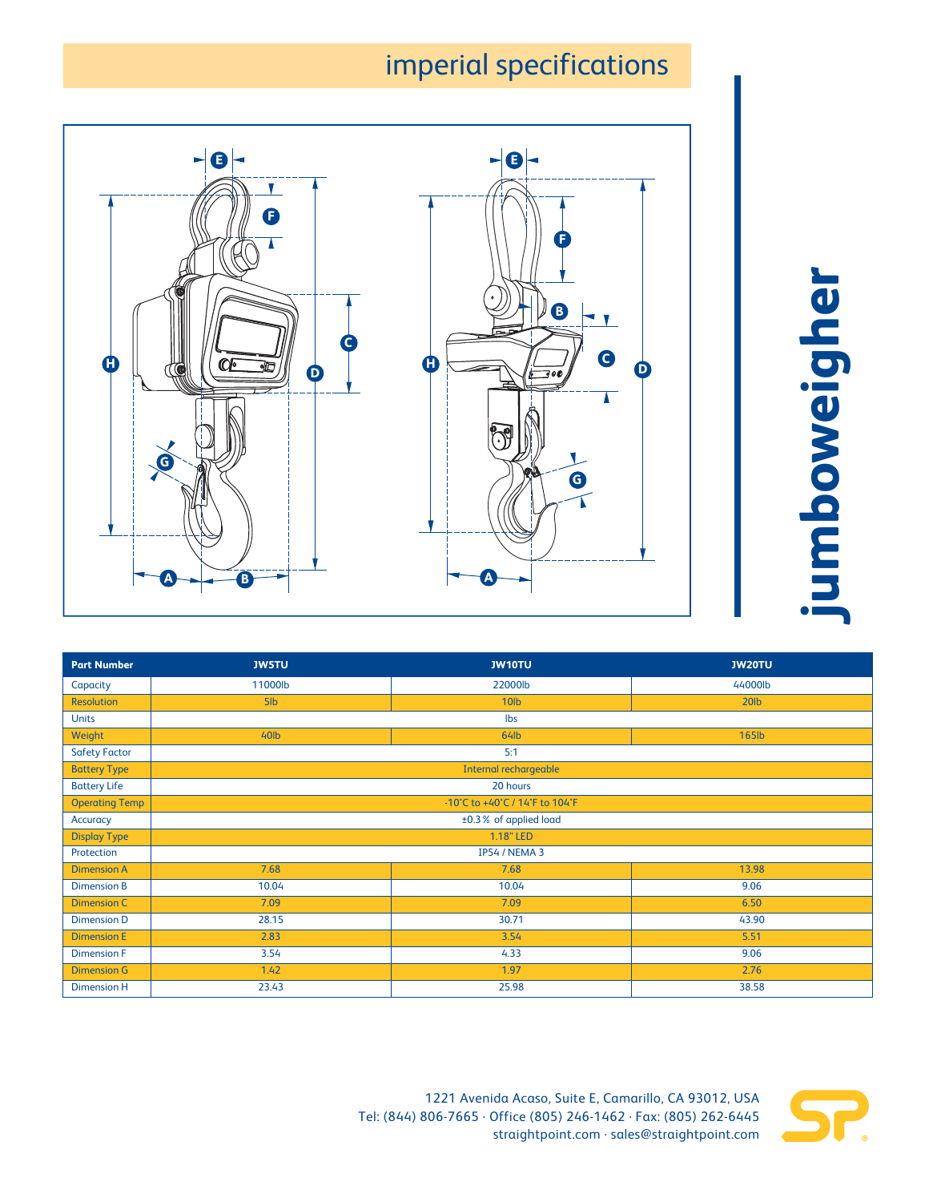# imperial specifications

E
F
C
H
D
G
A
B

E
F
B
C
H
D
G
A

jumboweigher

| Part Number | JW5TU | JW10TU | JW20TU |
|---|---|---|---|
| Capacity | 11000lb | 22000lb | 44000lb |
| Resolution | 5lb | 10lb | 20lb |
| Units | lbs | | |
| Weight | 40lb | 64lb | 165lb |
| Safety Factor | 5:1 | | |
| Battery Type | Internal rechargeable | | |
| Battery Life | 20 hours | | |
| Operating Temp | -10˚C to +40˚C / 14˚F to 104˚F | | |
| Accuracy | ±0.3 % of applied load | | |
| Display Type | 1.18" LED | | |
| Protection | IP54 / NEMA 3 | | |
| Dimension A | 7.68 | 7.68 | 13.98 |
| Dimension B | 10.04 | 10.04 | 9.06 |
| Dimension C | 7.09 | 7.09 | 6.50 |
| Dimension D | 28.15 | 30.71 | 43.90 |
| Dimension E | 2.83 | 3.54 | 5.51 |
| Dimension F | 3.54 | 4.33 | 9.06 |
| Dimension G | 1.42 | 1.97 | 2.76 |
| Dimension H | 23.43 | 25.98 | 38.58 |

1221 Avenida Acaso, Suite E, Camarillo, CA 93012, USA
Tel: (844) 806-7665 · Office (805) 246-1462 · Fax: (805) 262-6445
straightpoint.com · sales@straightpoint.com